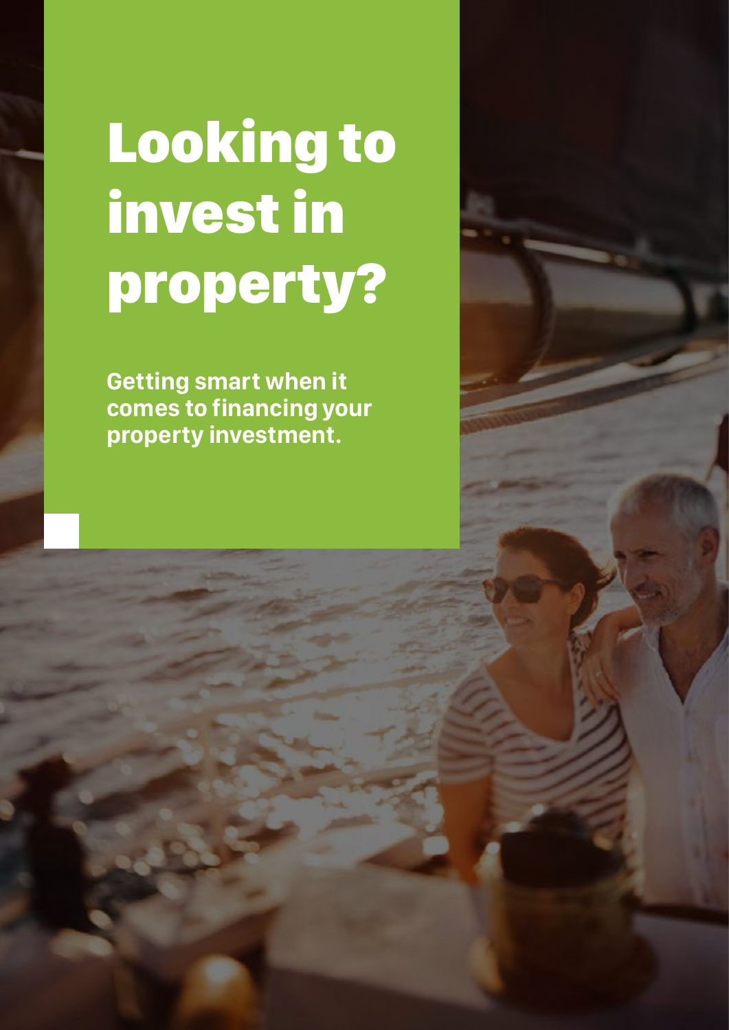# Looking to invest in property?

**Getting smart when it comes to financing your property investment.**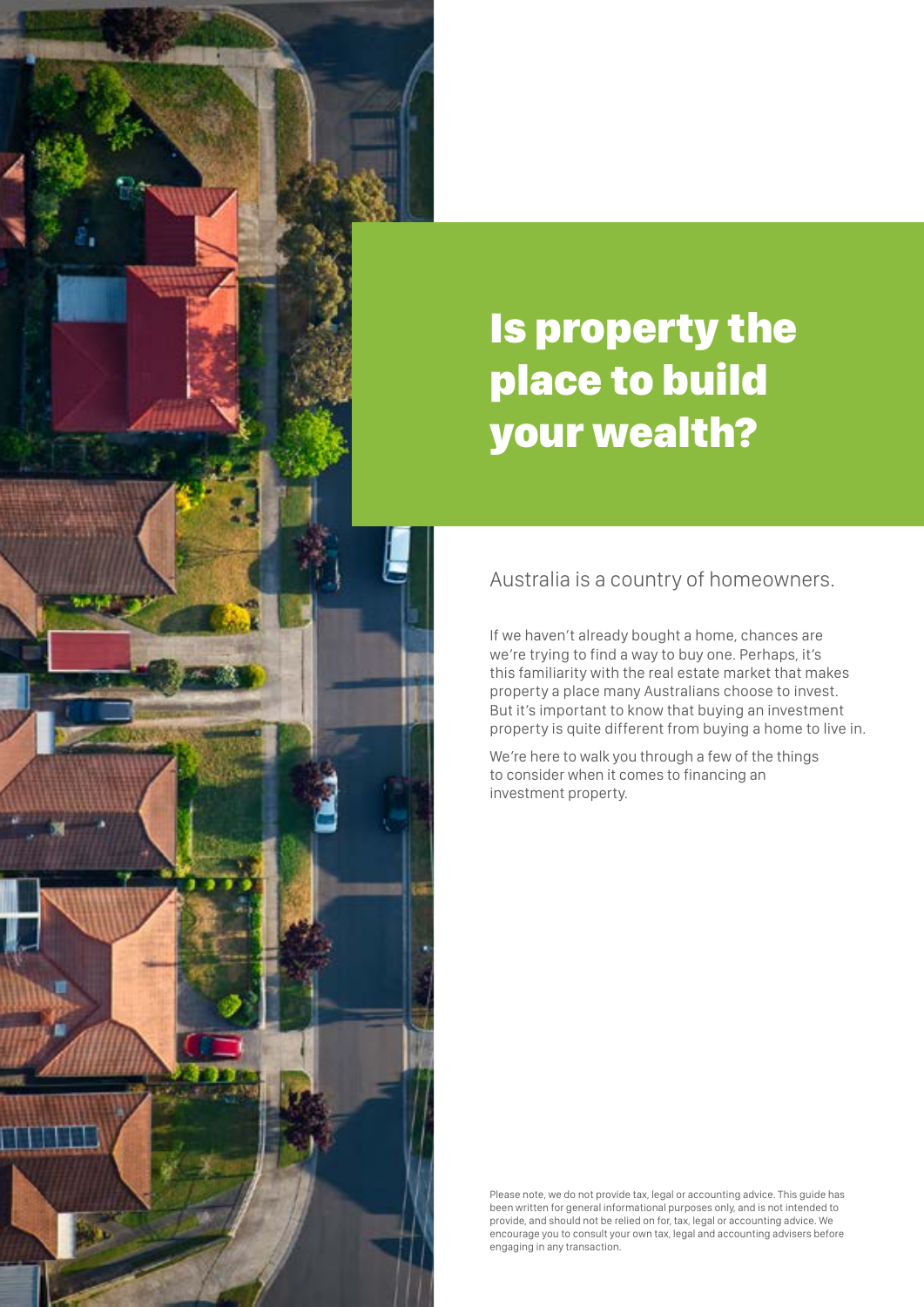# Is property the place to build your wealth?

Australia is a country of homeowners.

If we haven't already bought a home, chances are we're trying to find a way to buy one. Perhaps, it's this familiarity with the real estate market that makes property a place many Australians choose to invest. But it's important to know that buying an investment property is quite different from buying a home to live in.

We're here to walk you through a few of the things to consider when it comes to financing an investment property.

Please note, we do not provide tax, legal or accounting advice. This guide has been written for general informational purposes only, and is not intended to provide, and should not be relied on for, tax, legal or accounting advice. We encourage you to consult your own tax, legal and accounting advisers before engaging in any transaction.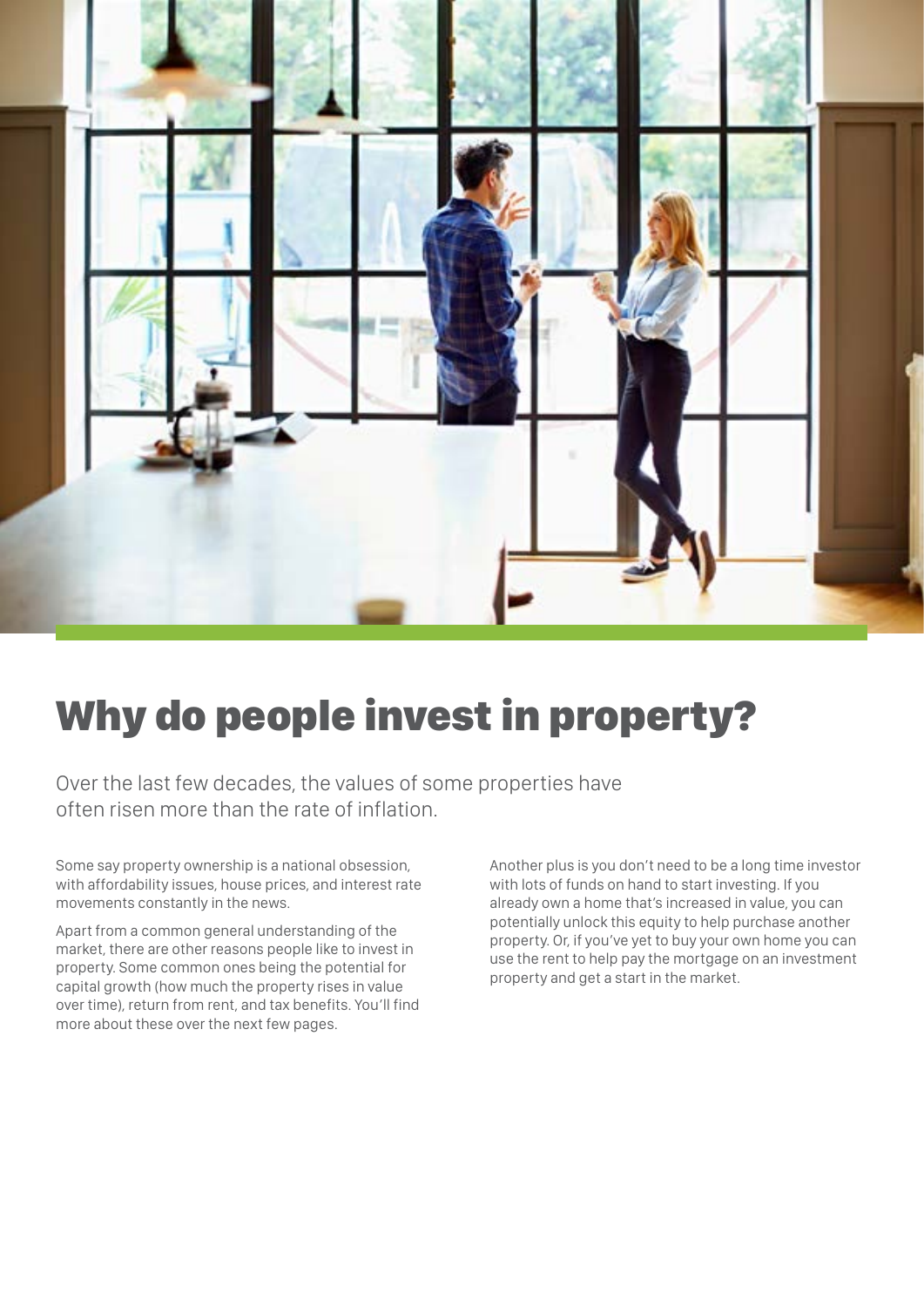# Why do people invest in property?

Over the last few decades, the values of some properties have often risen more than the rate of inflation.

Some say property ownership is a national obsession, with affordability issues, house prices, and interest rate movements constantly in the news.

Apart from a common general understanding of the market, there are other reasons people like to invest in property. Some common ones being the potential for capital growth (how much the property rises in value over time), return from rent, and tax benefits. You'll find more about these over the next few pages.

Another plus is you don't need to be a long time investor with lots of funds on hand to start investing. If you already own a home that's increased in value, you can potentially unlock this equity to help purchase another property. Or, if you've yet to buy your own home you can use the rent to help pay the mortgage on an investment property and get a start in the market.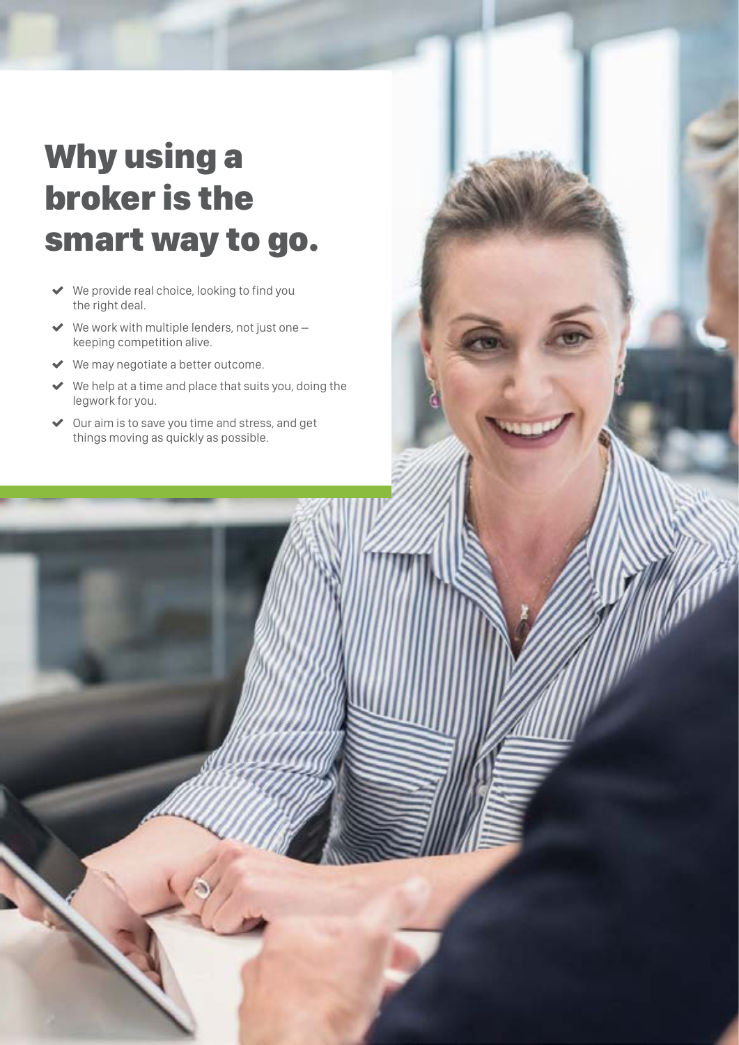# Why using a broker is the smart way to go.

- We provide real choice, looking to find you the right deal.
- We work with multiple lenders, not just one – keeping competition alive.
- We may negotiate a better outcome.
- We help at a time and place that suits you, doing the legwork for you.
- Our aim is to save you time and stress, and get things moving as quickly as possible.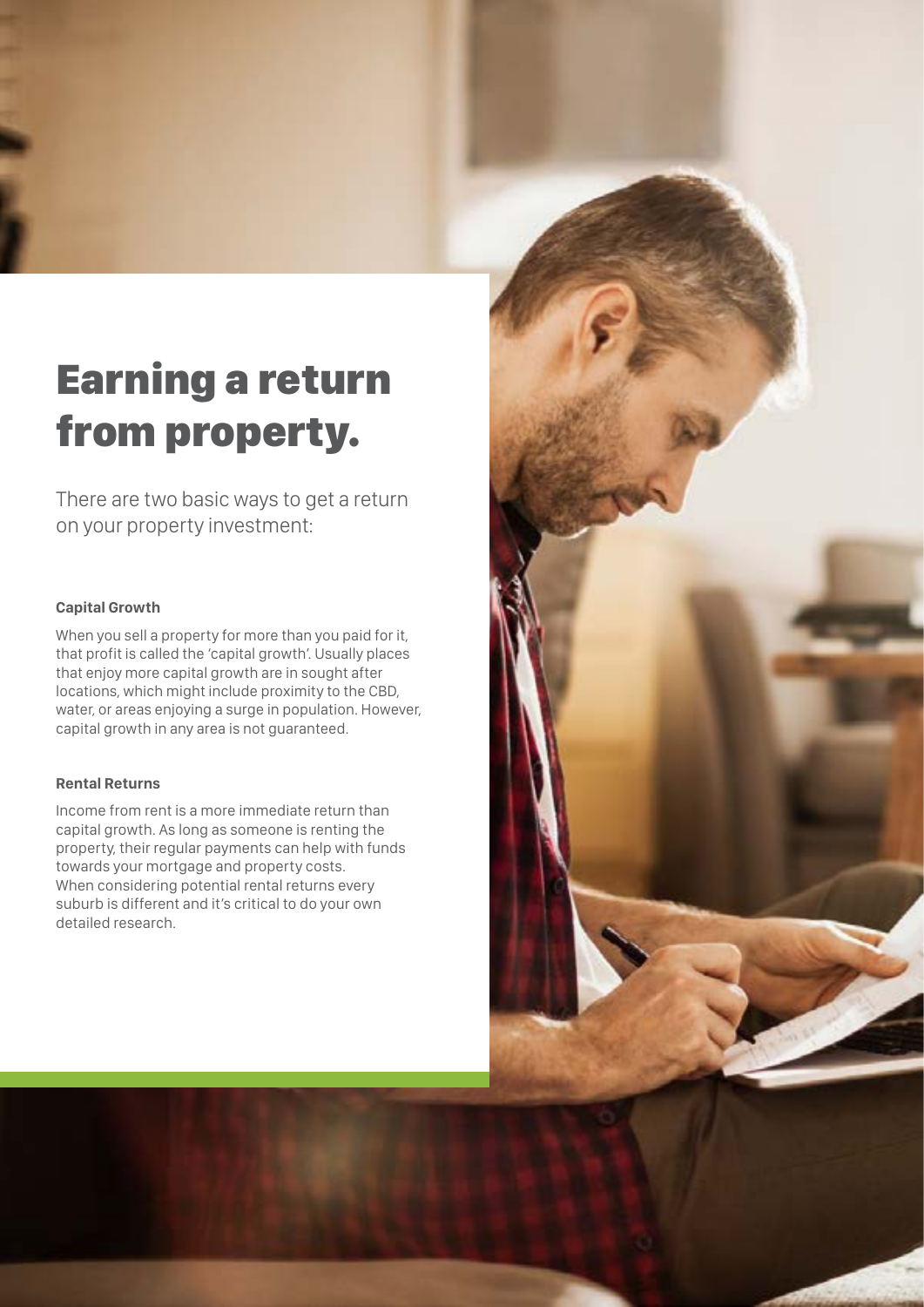# Earning a return from property.

There are two basic ways to get a return on your property investment:

### Capital Growth

When you sell a property for more than you paid for it, that profit is called the 'capital growth'. Usually places that enjoy more capital growth are in sought after locations, which might include proximity to the CBD, water, or areas enjoying a surge in population. However, capital growth in any area is not guaranteed.

### Rental Returns

Income from rent is a more immediate return than capital growth. As long as someone is renting the property, their regular payments can help with funds towards your mortgage and property costs. When considering potential rental returns every suburb is different and it's critical to do your own detailed research.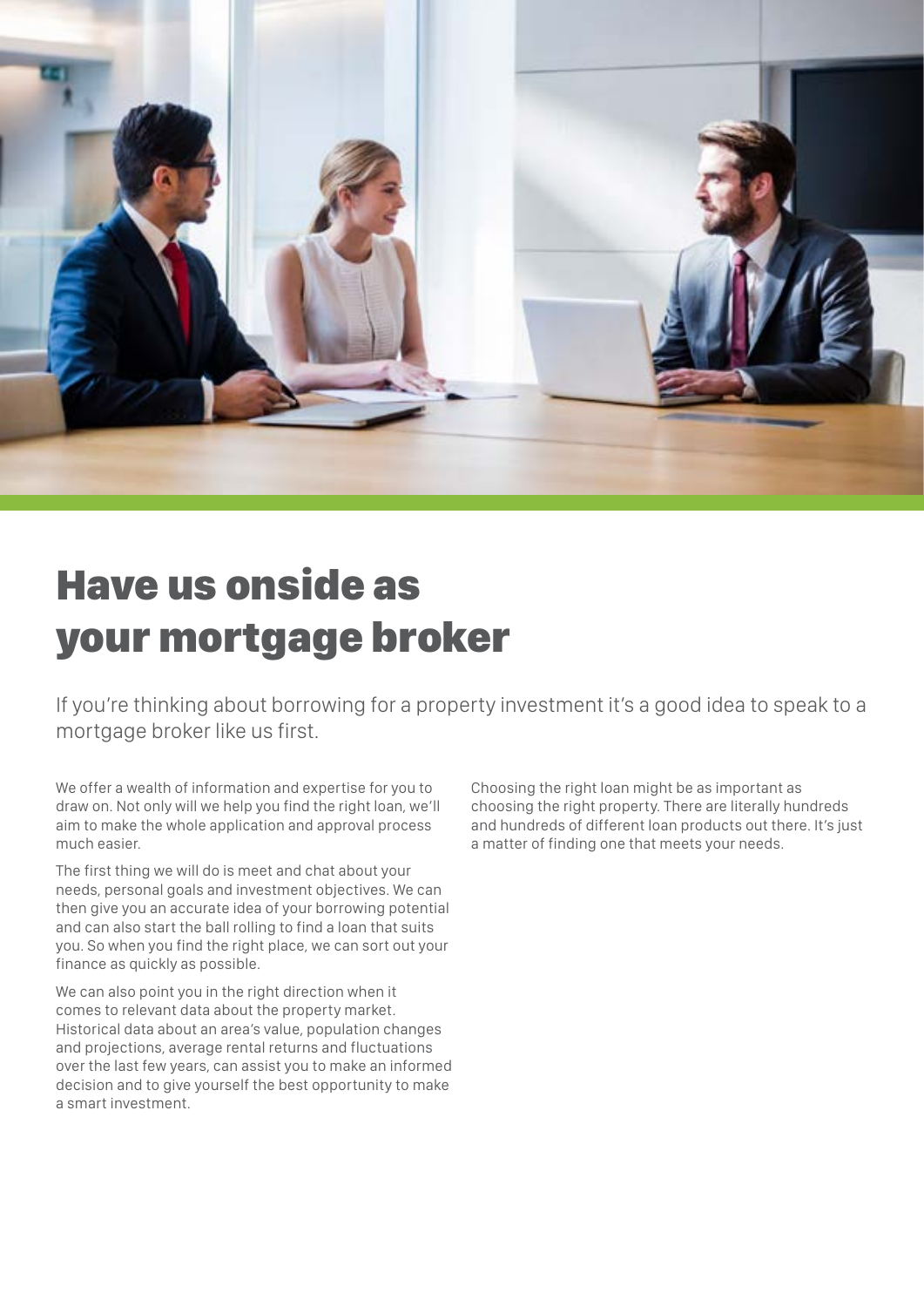# Have us onside as your mortgage broker

If you're thinking about borrowing for a property investment it's a good idea to speak to a mortgage broker like us first.

We offer a wealth of information and expertise for you to draw on. Not only will we help you find the right loan, we'll aim to make the whole application and approval process much easier.

The first thing we will do is meet and chat about your needs, personal goals and investment objectives. We can then give you an accurate idea of your borrowing potential and can also start the ball rolling to find a loan that suits you. So when you find the right place, we can sort out your finance as quickly as possible.

We can also point you in the right direction when it comes to relevant data about the property market. Historical data about an area's value, population changes and projections, average rental returns and fluctuations over the last few years, can assist you to make an informed decision and to give yourself the best opportunity to make a smart investment.

Choosing the right loan might be as important as choosing the right property. There are literally hundreds and hundreds of different loan products out there. It's just a matter of finding one that meets your needs.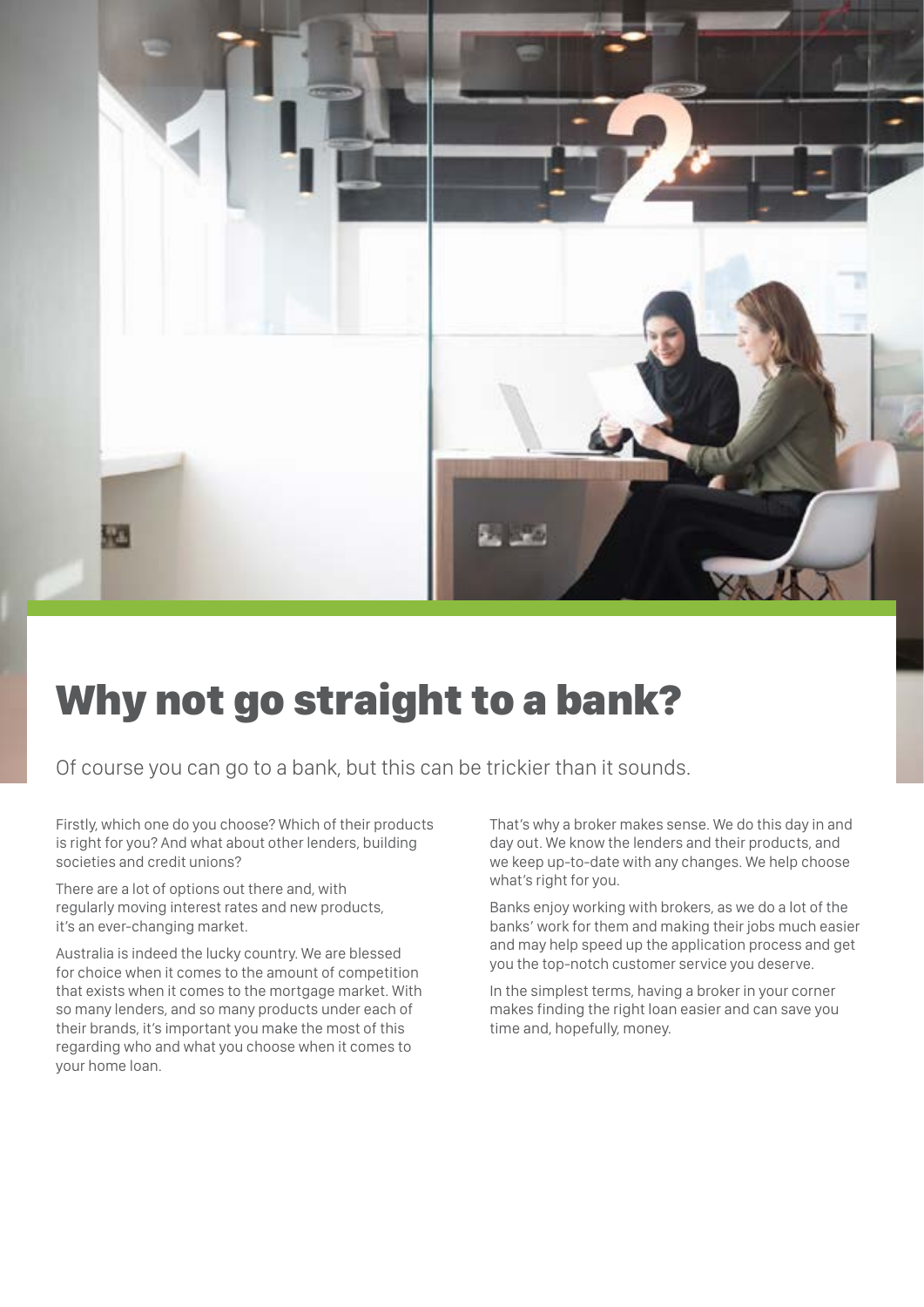# Why not go straight to a bank?

Of course you can go to a bank, but this can be trickier than it sounds.

Firstly, which one do you choose? Which of their products is right for you? And what about other lenders, building societies and credit unions?

There are a lot of options out there and, with regularly moving interest rates and new products, it's an ever-changing market.

Australia is indeed the lucky country. We are blessed for choice when it comes to the amount of competition that exists when it comes to the mortgage market. With so many lenders, and so many products under each of their brands, it's important you make the most of this regarding who and what you choose when it comes to your home loan.

That's why a broker makes sense. We do this day in and day out. We know the lenders and their products, and we keep up-to-date with any changes. We help choose what's right for you.

Banks enjoy working with brokers, as we do a lot of the banks' work for them and making their jobs much easier and may help speed up the application process and get you the top-notch customer service you deserve.

In the simplest terms, having a broker in your corner makes finding the right loan easier and can save you time and, hopefully, money.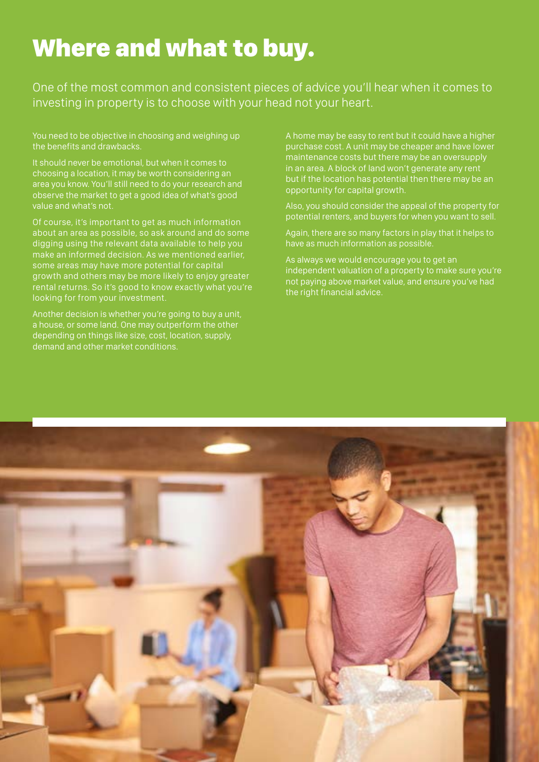# Where and what to buy.

One of the most common and consistent pieces of advice you'll hear when it comes to investing in property is to choose with your head not your heart.

You need to be objective in choosing and weighing up the benefits and drawbacks.

It should never be emotional, but when it comes to choosing a location, it may be worth considering an area you know. You'll still need to do your research and observe the market to get a good idea of what's good value and what's not.

Of course, it's important to get as much information about an area as possible, so ask around and do some digging using the relevant data available to help you make an informed decision. As we mentioned earlier, some areas may have more potential for capital growth and others may be more likely to enjoy greater rental returns. So it's good to know exactly what you're looking for from your investment.

Another decision is whether you're going to buy a unit, a house, or some land. One may outperform the other depending on things like size, cost, location, supply, demand and other market conditions.

A home may be easy to rent but it could have a higher purchase cost. A unit may be cheaper and have lower maintenance costs but there may be an oversupply in an area. A block of land won't generate any rent but if the location has potential then there may be an opportunity for capital growth.

Also, you should consider the appeal of the property for potential renters, and buyers for when you want to sell.

Again, there are so many factors in play that it helps to have as much information as possible.

As always we would encourage you to get an independent valuation of a property to make sure you're not paying above market value, and ensure you've had the right financial advice.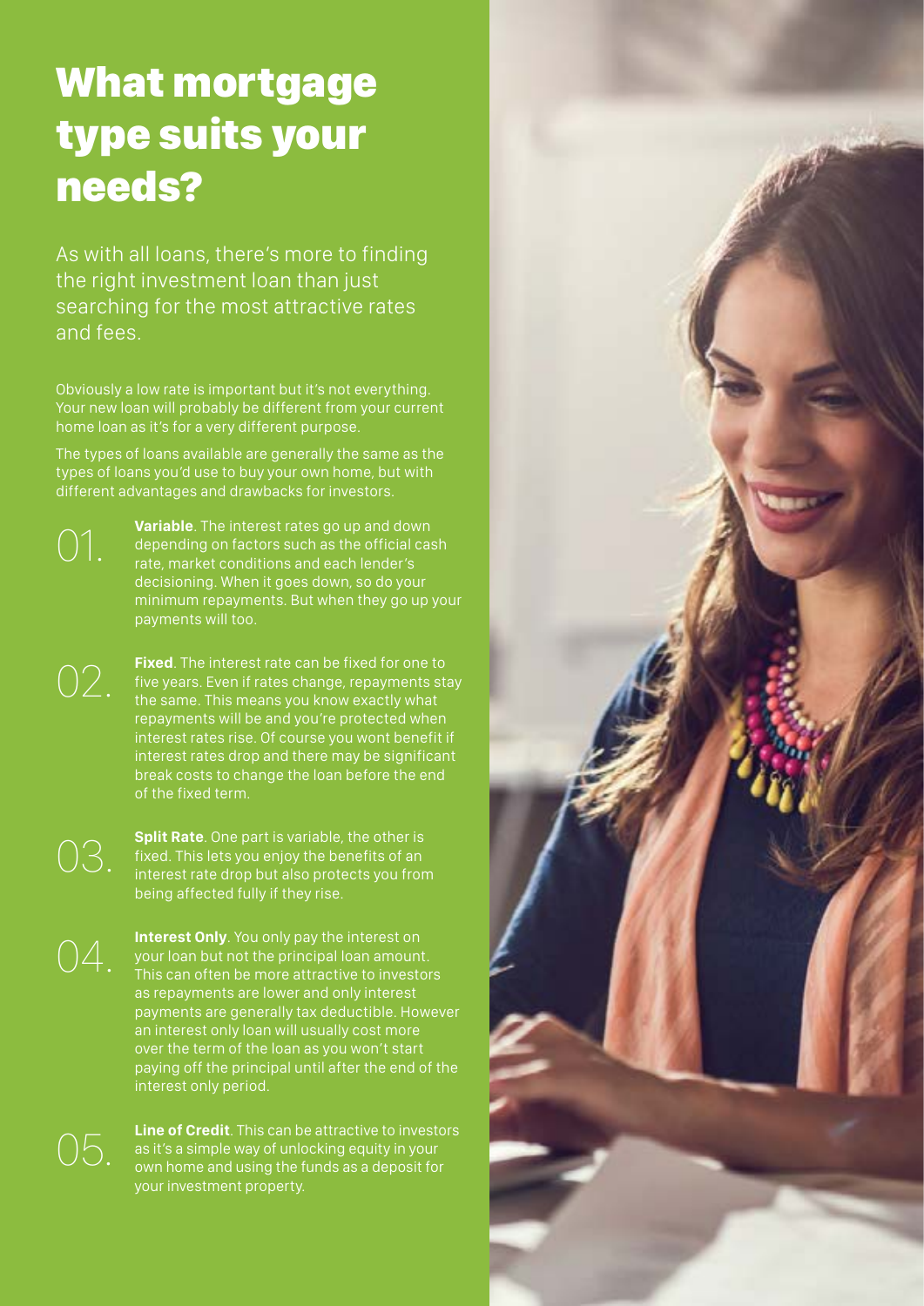# What mortgage type suits your needs?

As with all loans, there's more to finding the right investment loan than just searching for the most attractive rates and fees.

Obviously a low rate is important but it's not everything. Your new loan will probably be different from your current home loan as it's for a very different purpose.

The types of loans available are generally the same as the types of loans you'd use to buy your own home, but with different advantages and drawbacks for investors.

01. **Variable**. The interest rates go up and down depending on factors such as the official cash rate, market conditions and each lender's decisioning. When it goes down, so do your minimum repayments. But when they go up your payments will too.

02. **Fixed**. The interest rate can be fixed for one to five years. Even if rates change, repayments stay the same. This means you know exactly what repayments will be and you're protected when interest rates rise. Of course you wont benefit if interest rates drop and there may be significant break costs to change the loan before the end of the fixed term.

03. **Split Rate**. One part is variable, the other is fixed. This lets you enjoy the benefits of an interest rate drop but also protects you from being affected fully if they rise.

04. **Interest Only**. You only pay the interest on your loan but not the principal loan amount. This can often be more attractive to investors as repayments are lower and only interest payments are generally tax deductible. However an interest only loan will usually cost more over the term of the loan as you won't start paying off the principal until after the end of the interest only period.

05. **Line of Credit**. This can be attractive to investors as it's a simple way of unlocking equity in your own home and using the funds as a deposit for your investment property.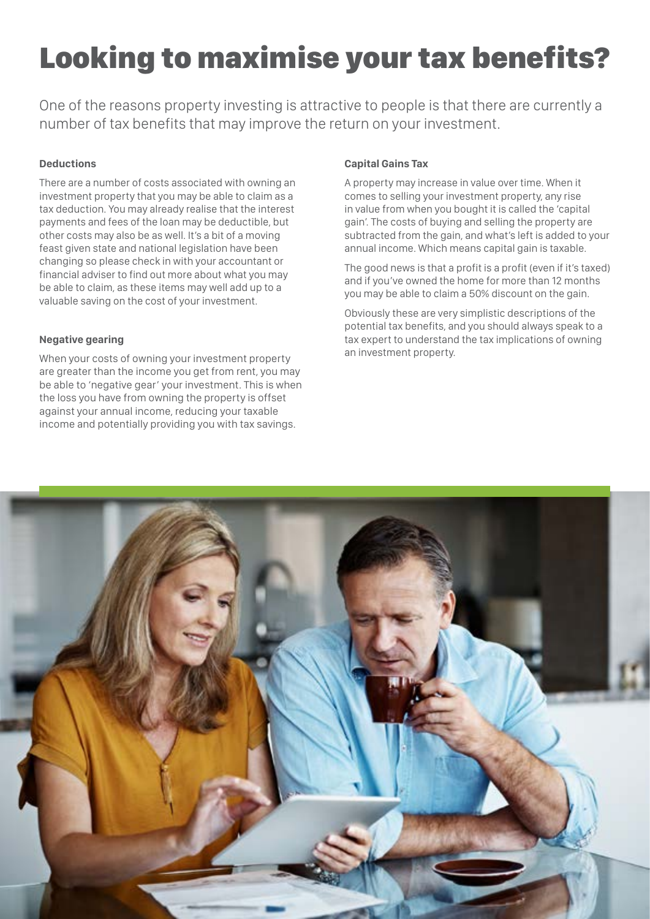# Looking to maximise your tax benefits?

One of the reasons property investing is attractive to people is that there are currently a number of tax benefits that may improve the return on your investment.

**Deductions**

There are a number of costs associated with owning an investment property that you may be able to claim as a tax deduction. You may already realise that the interest payments and fees of the loan may be deductible, but other costs may also be as well. It's a bit of a moving feast given state and national legislation have been changing so please check in with your accountant or financial adviser to find out more about what you may be able to claim, as these items may well add up to a valuable saving on the cost of your investment.

**Negative gearing**

When your costs of owning your investment property are greater than the income you get from rent, you may be able to 'negative gear' your investment. This is when the loss you have from owning the property is offset against your annual income, reducing your taxable income and potentially providing you with tax savings.

**Capital Gains Tax**

A property may increase in value over time. When it comes to selling your investment property, any rise in value from when you bought it is called the 'capital gain'. The costs of buying and selling the property are subtracted from the gain, and what's left is added to your annual income. Which means capital gain is taxable.

The good news is that a profit is a profit (even if it's taxed) and if you've owned the home for more than 12 months you may be able to claim a 50% discount on the gain.

Obviously these are very simplistic descriptions of the potential tax benefits, and you should always speak to a tax expert to understand the tax implications of owning an investment property.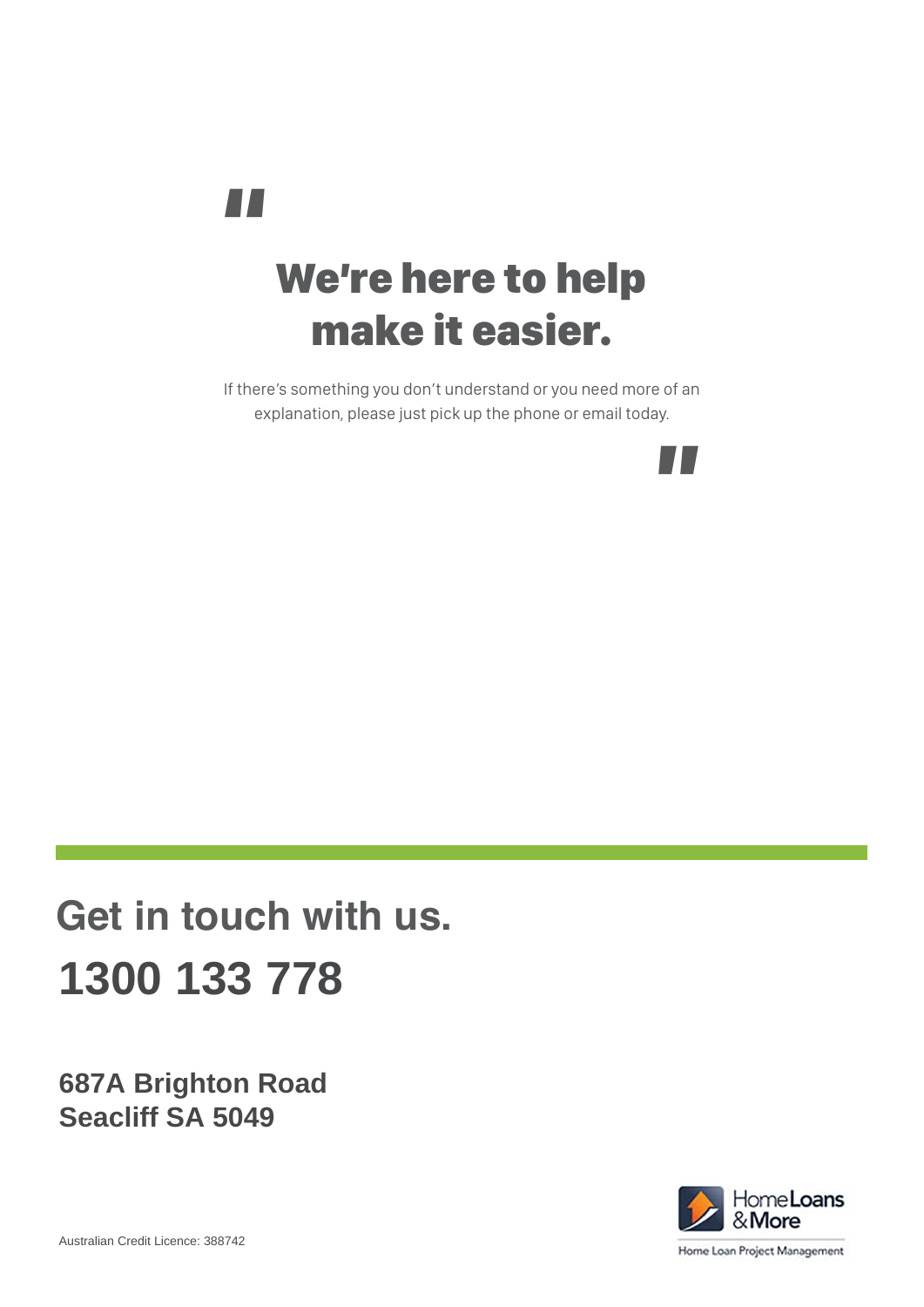## We're here to help make it easier.

If there's something you don't understand or you need more of an explanation, please just pick up the phone or email today.

## Get in touch with us.

## 1300 133 778

**687A Brighton Road**
**Seacliff SA 5049**

Australian Credit Licence: 388742

Home Loans & More

Home Loan Project Management